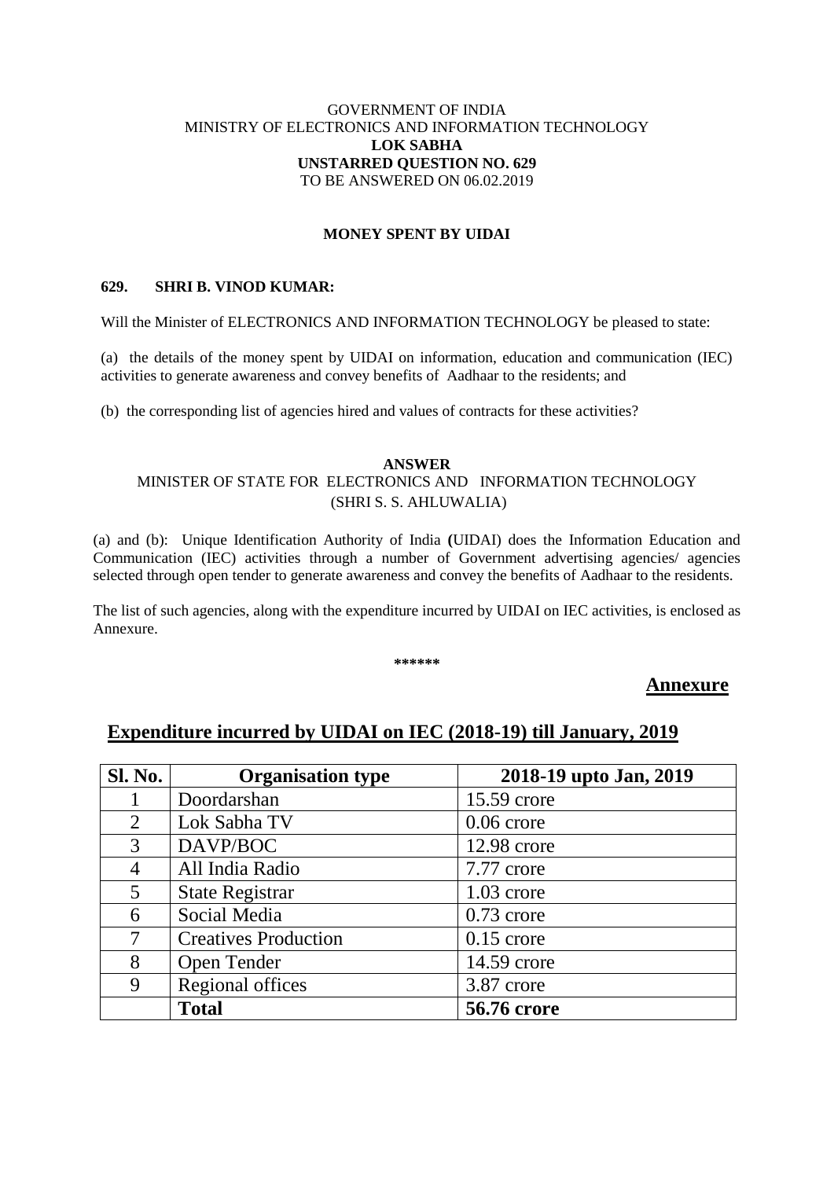GOVERNMENT OF INDIA
MINISTRY OF ELECTRONICS AND INFORMATION TECHNOLOGY
**LOK SABHA**
**UNSTARRED QUESTION NO. 629**
TO BE ANSWERED ON 06.02.2019

**MONEY SPENT BY UIDAI**

**629. SHRI B. VINOD KUMAR:**

Will the Minister of ELECTRONICS AND INFORMATION TECHNOLOGY be pleased to state:

(a) the details of the money spent by UIDAI on information, education and communication (IEC) activities to generate awareness and convey benefits of Aadhaar to the residents; and

(b) the corresponding list of agencies hired and values of contracts for these activities?

**ANSWER**

MINISTER OF STATE FOR ELECTRONICS AND INFORMATION TECHNOLOGY
(SHRI S. S. AHLUWALIA)

(a) and (b): Unique Identification Authority of India **(**UIDAI) does the Information Education and Communication (IEC) activities through a number of Government advertising agencies/ agencies selected through open tender to generate awareness and convey the benefits of Aadhaar to the residents.

The list of such agencies, along with the expenditure incurred by UIDAI on IEC activities, is enclosed as Annexure.

**\*\*\*\*\*\***

**Annexure**

## Expenditure incurred by UIDAI on IEC (2018-19) till January, 2019

| Sl. No. | Organisation type | 2018-19 upto Jan, 2019 |
|---|---|---|
| 1 | Doordarshan | 15.59 crore |
| 2 | Lok Sabha TV | 0.06 crore |
| 3 | DAVP/BOC | 12.98 crore |
| 4 | All India Radio | 7.77 crore |
| 5 | State Registrar | 1.03 crore |
| 6 | Social Media | 0.73 crore |
| 7 | Creatives Production | 0.15 crore |
| 8 | Open Tender | 14.59 crore |
| 9 | Regional offices | 3.87 crore |
| | **Total** | **56.76 crore** |